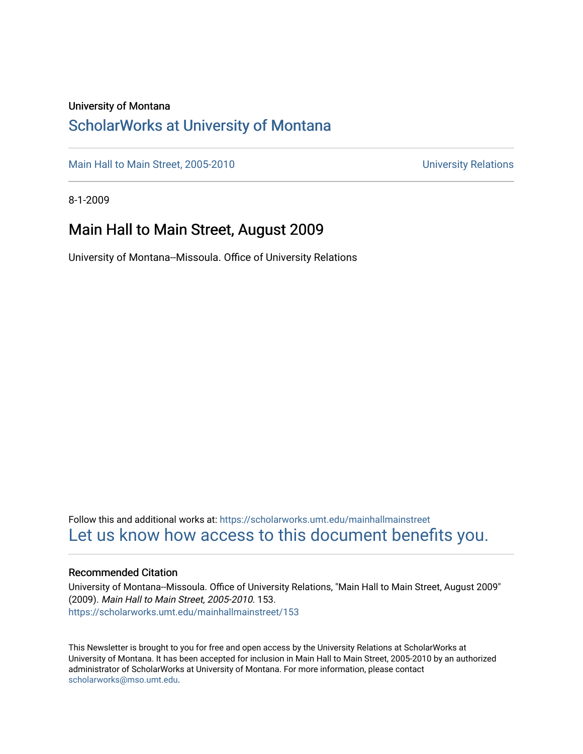University of Montana

# [ScholarWorks at University of Montana](https://scholarworks.umt.edu/)

[Main Hall to Main Street, 2005-2010](https://scholarworks.umt.edu/mainhallmainstreet) | [University Relations](https://scholarworks.umt.edu/universityrelations)

8-1-2009

## Main Hall to Main Street, August 2009

University of Montana--Missoula. Office of University Relations

Follow this and additional works at: https://scholarworks.umt.edu/mainhallmainstreet

[Let us know how access to this document benefits you.](https://goo.gl/forms/s2rGfXOLzz71qgsB2)

### Recommended Citation

University of Montana--Missoula. Office of University Relations, "Main Hall to Main Street, August 2009" (2009). *Main Hall to Main Street, 2005-2010*. 153.
https://scholarworks.umt.edu/mainhallmainstreet/153

This Newsletter is brought to you for free and open access by the University Relations at ScholarWorks at University of Montana. It has been accepted for inclusion in Main Hall to Main Street, 2005-2010 by an authorized administrator of ScholarWorks at University of Montana. For more information, please contact scholarworks@mso.umt.edu.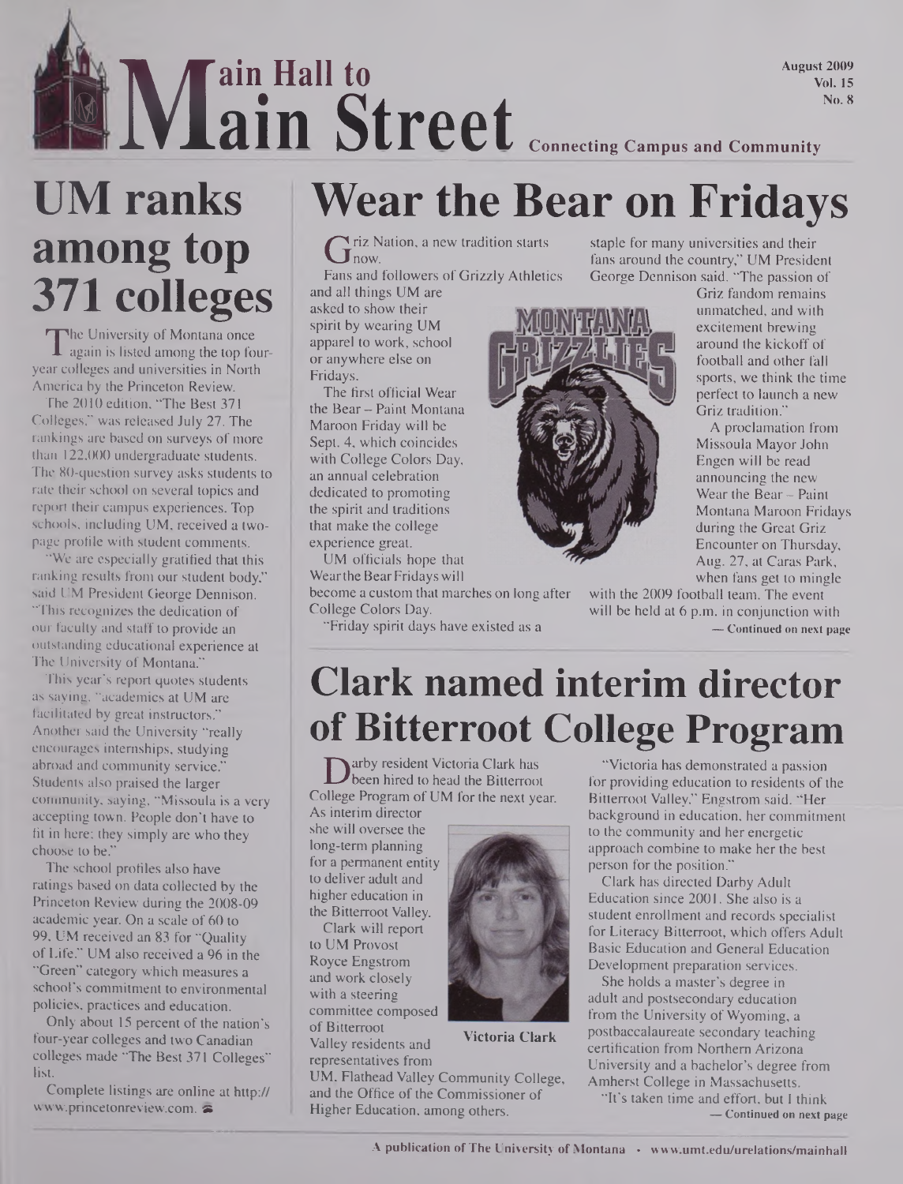# Main Hall to Main Street

August 2009
Vol. 15
No. 8

Connecting Campus and Community

## UM ranks among top 371 colleges

The University of Montana once again is listed among the top four-year colleges and universities in North America by the Princeton Review.

The 2010 edition, "The Best 371 Colleges," was released July 27. The rankings are based on surveys of more than 122,000 undergraduate students. The 80-question survey asks students to rate their school on several topics and report their campus experiences. Top schools, including UM, received a two-page profile with student comments.

"We are especially gratified that this ranking results from our student body," said UM President George Dennison. "This recognizes the dedication of our faculty and staff to provide an outstanding educational experience at The University of Montana."

This year's report quotes students as saying, "academics at UM are facilitated by great instructors." Another said the University "really encourages internships, studying abroad and community service." Students also praised the larger community, saying, "Missoula is a very accepting town. People don't have to fit in here; they simply are who they choose to be."

The school profiles also have ratings based on data collected by the Princeton Review during the 2008-09 academic year. On a scale of 60 to 99, UM received an 83 for "Quality of Life." UM also received a 96 in the "Green" category which measures a school's commitment to environmental policies, practices and education.

Only about 15 percent of the nation's four-year colleges and two Canadian colleges made "The Best 371 Colleges" list.

Complete listings are online at http://www.princetonreview.com.

## Wear the Bear on Fridays

Griz Nation, a new tradition starts now.

Fans and followers of Grizzly Athletics and all things UM are asked to show their spirit by wearing UM apparel to work, school or anywhere else on Fridays.

The first official Wear the Bear – Paint Montana Maroon Friday will be Sept. 4, which coincides with College Colors Day, an annual celebration dedicated to promoting the spirit and traditions that make the college experience great.

UM officials hope that Wear the Bear Fridays will become a custom that marches on long after College Colors Day.

"Friday spirit days have existed as a staple for many universities and their fans around the country," UM President George Dennison said. "The passion of Griz fandom remains unmatched, and with excitement brewing around the kickoff of football and other fall sports, we think the time perfect to launch a new Griz tradition."

A proclamation from Missoula Mayor John Engen will be read announcing the new Wear the Bear – Paint Montana Maroon Fridays during the Great Griz Encounter on Thursday, Aug. 27, at Caras Park, when fans get to mingle with the 2009 football team. The event will be held at 6 p.m. in conjunction with

— Continued on next page

## Clark named interim director of Bitterroot College Program

Darby resident Victoria Clark has been hired to head the Bitterroot College Program of UM for the next year. As interim director she will oversee the long-term planning for a permanent entity to deliver adult and higher education in the Bitterroot Valley.

Clark will report to UM Provost Royce Engstrom and work closely with a steering committee composed of Bitterroot Valley residents and representatives from UM, Flathead Valley Community College, and the Office of the Commissioner of Higher Education, among others.

Victoria Clark

"Victoria has demonstrated a passion for providing education to residents of the Bitterroot Valley," Engstrom said. "Her background in education, her commitment to the community and her energetic approach combine to make her the best person for the position."

Clark has directed Darby Adult Education since 2001. She also is a student enrollment and records specialist for Literacy Bitterroot, which offers Adult Basic Education and General Education Development preparation services.

She holds a master's degree in adult and postsecondary education from the University of Wyoming, a postbaccalaureate secondary teaching certification from Northern Arizona University and a bachelor's degree from Amherst College in Massachusetts.

"It's taken time and effort, but I think

— Continued on next page

A publication of The University of Montana • www.umt.edu/urelations/mainhall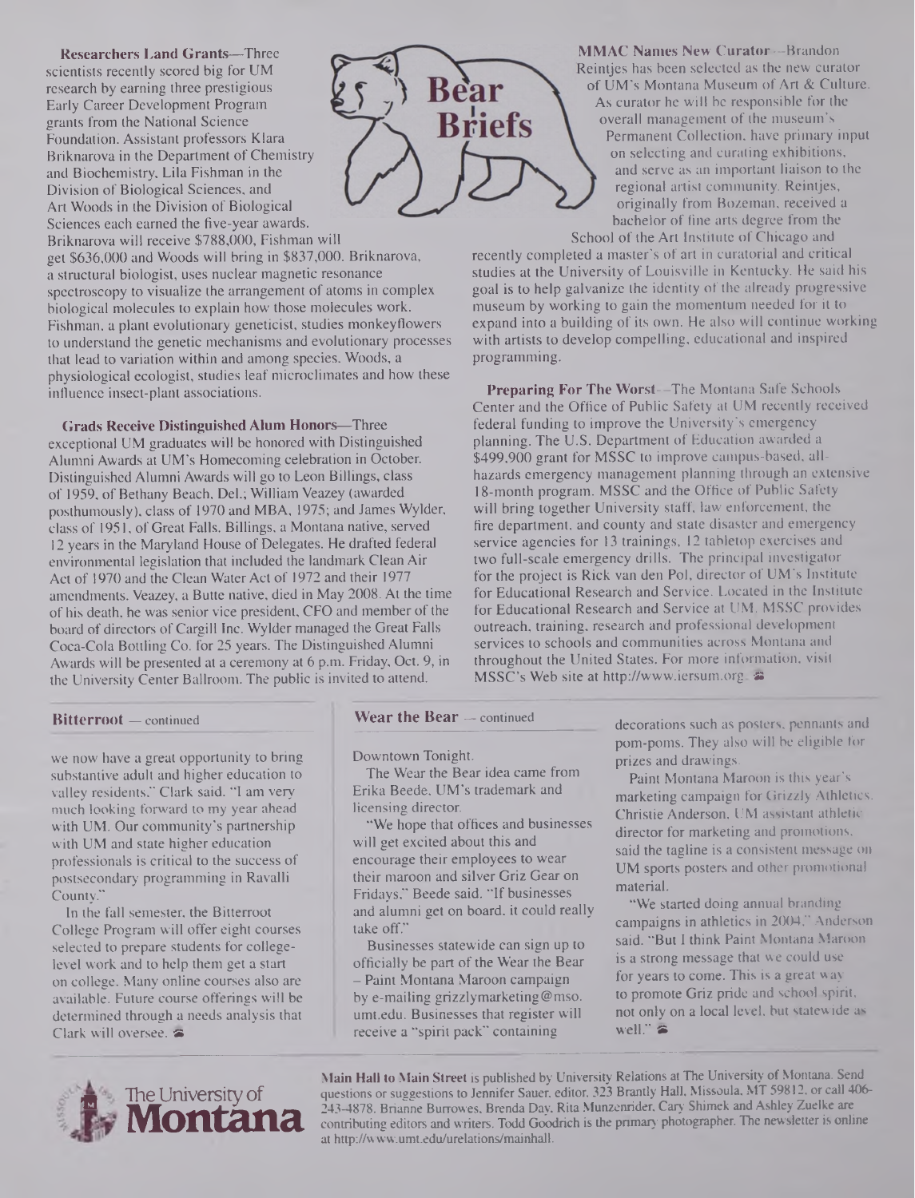## Bear Briefs

**Researchers Land Grants**—Three scientists recently scored big for UM research by earning three prestigious Early Career Development Program grants from the National Science Foundation. Assistant professors Klara Briknarova in the Department of Chemistry and Biochemistry, Lila Fishman in the Division of Biological Sciences, and Art Woods in the Division of Biological Sciences each earned the five-year awards. Briknarova will receive $788,000, Fishman will get $636,000 and Woods will bring in $837,000. Briknarova, a structural biologist, uses nuclear magnetic resonance spectroscopy to visualize the arrangement of atoms in complex biological molecules to explain how those molecules work. Fishman, a plant evolutionary geneticist, studies monkeyflowers to understand the genetic mechanisms and evolutionary processes that lead to variation within and among species. Woods, a physiological ecologist, studies leaf microclimates and how these influence insect-plant associations.

**Grads Receive Distinguished Alum Honors**—Three exceptional UM graduates will be honored with Distinguished Alumni Awards at UM's Homecoming celebration in October. Distinguished Alumni Awards will go to Leon Billings, class of 1959, of Bethany Beach, Del.; William Veazey (awarded posthumously), class of 1970 and MBA, 1975; and James Wylder, class of 1951, of Great Falls. Billings, a Montana native, served 12 years in the Maryland House of Delegates. He drafted federal environmental legislation that included the landmark Clean Air Act of 1970 and the Clean Water Act of 1972 and their 1977 amendments. Veazey, a Butte native, died in May 2008. At the time of his death, he was senior vice president, CFO and member of the board of directors of Cargill Inc. Wylder managed the Great Falls Coca-Cola Bottling Co. for 25 years. The Distinguished Alumni Awards will be presented at a ceremony at 6 p.m. Friday, Oct. 9, in the University Center Ballroom. The public is invited to attend.

**MMAC Names New Curator**—Brandon Reintjes has been selected as the new curator of UM's Montana Museum of Art & Culture. As curator he will be responsible for the overall management of the museum's Permanent Collection, have primary input on selecting and curating exhibitions, and serve as an important liaison to the regional artist community. Reintjes, originally from Bozeman, received a bachelor of fine arts degree from the School of the Art Institute of Chicago and recently completed a master's of art in curatorial and critical studies at the University of Louisville in Kentucky. He said his goal is to help galvanize the identity of the already progressive museum by working to gain the momentum needed for it to expand into a building of its own. He also will continue working with artists to develop compelling, educational and inspired programming.

**Preparing For The Worst**—The Montana Safe Schools Center and the Office of Public Safety at UM recently received federal funding to improve the University's emergency planning. The U.S. Department of Education awarded a $499,900 grant for MSSC to improve campus-based, all-hazards emergency management planning through an extensive 18-month program. MSSC and the Office of Public Safety will bring together University staff, law enforcement, the fire department, and county and state disaster and emergency service agencies for 13 trainings, 12 tabletop exercises and two full-scale emergency drills. The principal investigator for the project is Rick van den Pol, director of UM's Institute for Educational Research and Service. Located in the Institute for Educational Research and Service at UM, MSSC provides outreach, training, research and professional development services to schools and communities across Montana and throughout the United States. For more information, visit MSSC's Web site at http://www.iersum.org.

---

**Bitterroot** — continued

we now have a great opportunity to bring substantive adult and higher education to valley residents," Clark said. "I am very much looking forward to my year ahead with UM. Our community's partnership with UM and state higher education professionals is critical to the success of postsecondary programming in Ravalli County."

In the fall semester, the Bitterroot College Program will offer eight courses selected to prepare students for college-level work and to help them get a start on college. Many online courses also are available. Future course offerings will be determined through a needs analysis that Clark will oversee.

**Wear the Bear** — continued

Downtown Tonight.

The Wear the Bear idea came from Erika Beede, UM's trademark and licensing director.

"We hope that offices and businesses will get excited about this and encourage their employees to wear their maroon and silver Griz Gear on Fridays," Beede said. "If businesses and alumni get on board, it could really take off."

Businesses statewide can sign up to officially be part of the Wear the Bear – Paint Montana Maroon campaign by e-mailing grizzlymarketing@mso.umt.edu. Businesses that register will receive a "spirit pack" containing decorations such as posters, pennants and pom-poms. They also will be eligible for prizes and drawings.

Paint Montana Maroon is this year's marketing campaign for Grizzly Athletics. Christie Anderson, UM assistant athletic director for marketing and promotions, said the tagline is a consistent message on UM sports posters and other promotional material.

"We started doing annual branding campaigns in athletics in 2004," Anderson said. "But I think Paint Montana Maroon is a strong message that we could use for years to come. This is a great way to promote Griz pride and school spirit, not only on a local level, but statewide as well."

---

The University of Montana

**Main Hall to Main Street** is published by University Relations at The University of Montana. Send questions or suggestions to Jennifer Sauer, editor, 323 Brantly Hall, Missoula, MT 59812, or call 406-243-4878. Brianne Burrowes, Brenda Day, Rita Munzenrider, Cary Shimek and Ashley Zuelke are contributing editors and writers. Todd Goodrich is the primary photographer. The newsletter is online at http://www.umt.edu/urelations/mainhall.